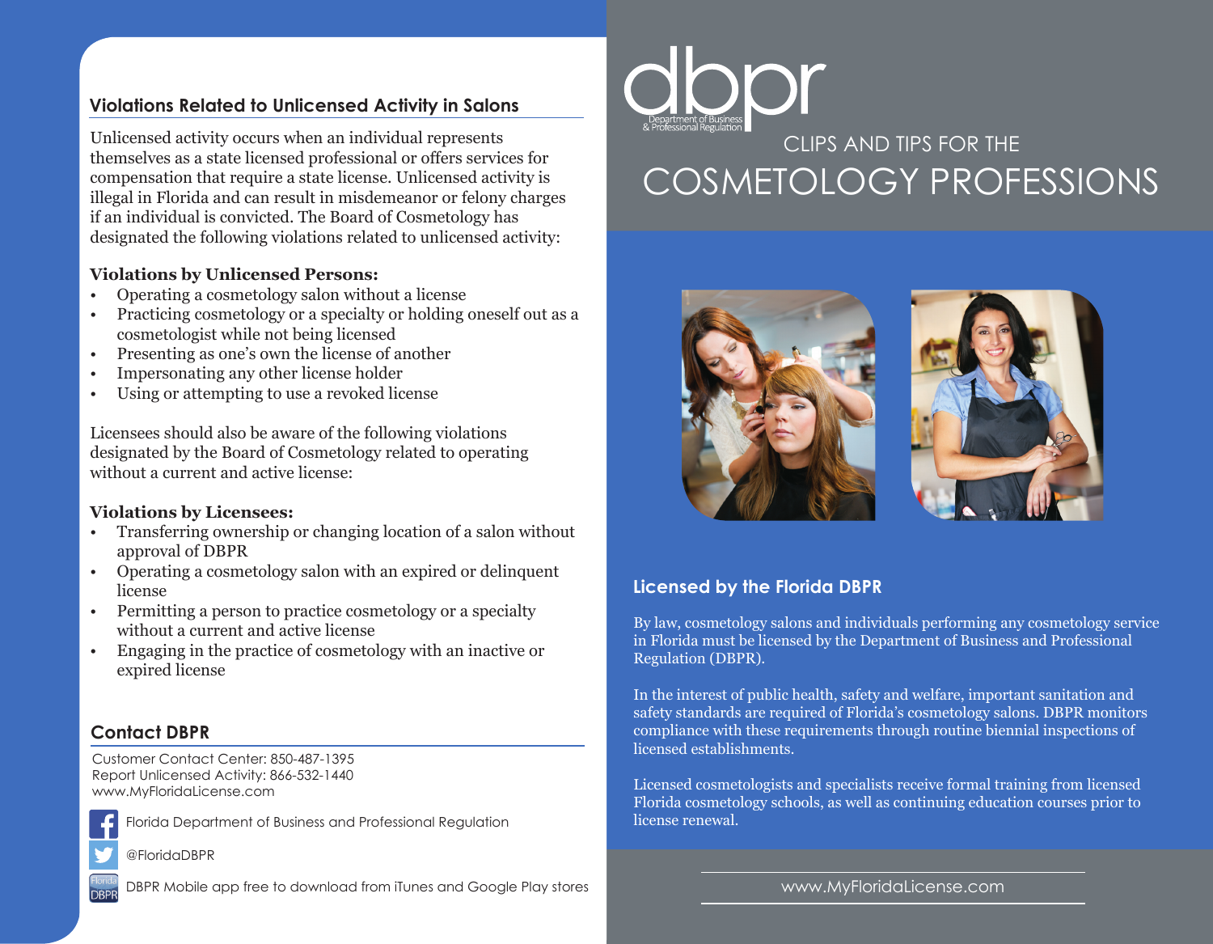## Violations Related to Unlicensed Activity in Salons

Unlicensed activity occurs when an individual represents themselves as a state licensed professional or offers services for compensation that require a state license. Unlicensed activity is illegal in Florida and can result in misdemeanor or felony charges if an individual is convicted. The Board of Cosmetology has designated the following violations related to unlicensed activity:

**Violations by Unlicensed Persons:**

- Operating a cosmetology salon without a license
- Practicing cosmetology or a specialty or holding oneself out as a cosmetologist while not being licensed
- Presenting as one's own the license of another
- Impersonating any other license holder
- Using or attempting to use a revoked license

Licensees should also be aware of the following violations designated by the Board of Cosmetology related to operating without a current and active license:

**Violations by Licensees:**

- Transferring ownership or changing location of a salon without approval of DBPR
- Operating a cosmetology salon with an expired or delinquent license
- Permitting a person to practice cosmetology or a specialty without a current and active license
- Engaging in the practice of cosmetology with an inactive or expired license

## Contact DBPR

Customer Contact Center: 850-487-1395
Report Unlicensed Activity: 866-532-1440
www.MyFloridaLicense.com

Florida Department of Business and Professional Regulation

@FloridaDBPR

DBPR Mobile app free to download from iTunes and Google Play stores

dbpr
Department of Business & Professional Regulation

# CLIPS AND TIPS FOR THE COSMETOLOGY PROFESSIONS

## Licensed by the Florida DBPR

By law, cosmetology salons and individuals performing any cosmetology service in Florida must be licensed by the Department of Business and Professional Regulation (DBPR).

In the interest of public health, safety and welfare, important sanitation and safety standards are required of Florida's cosmetology salons. DBPR monitors compliance with these requirements through routine biennial inspections of licensed establishments.

Licensed cosmetologists and specialists receive formal training from licensed Florida cosmetology schools, as well as continuing education courses prior to license renewal.

www.MyFloridaLicense.com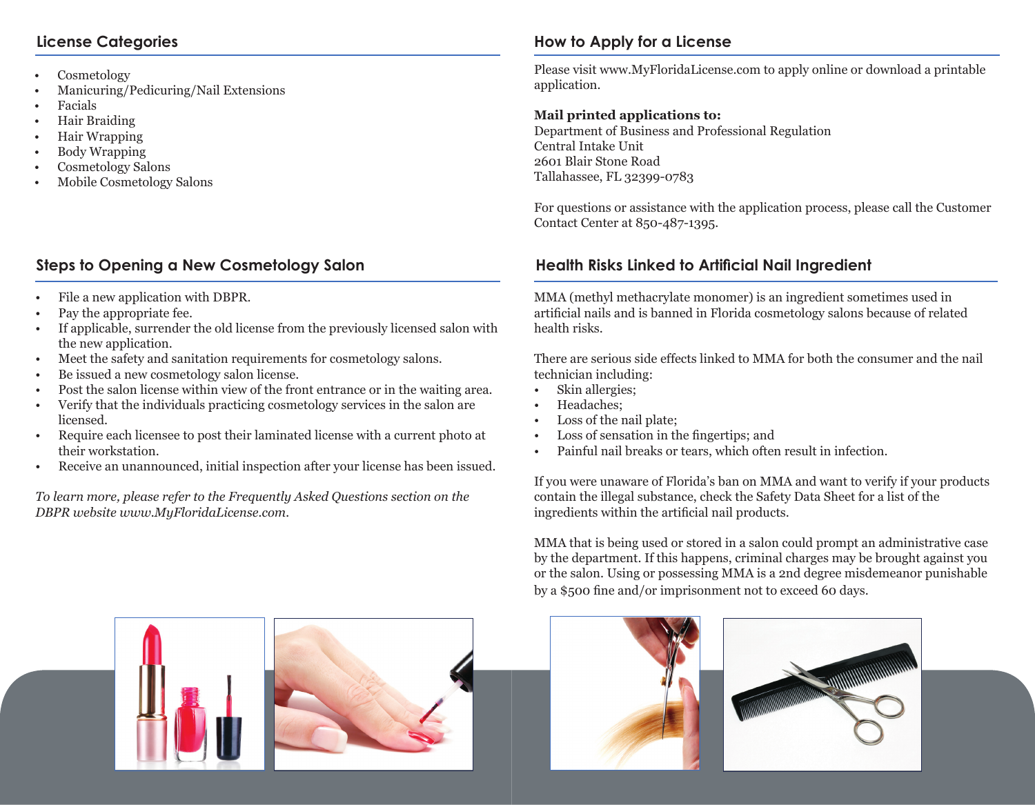## License Categories

- Cosmetology
- Manicuring/Pedicuring/Nail Extensions
- Facials
- Hair Braiding
- Hair Wrapping
- Body Wrapping
- Cosmetology Salons
- Mobile Cosmetology Salons

## Steps to Opening a New Cosmetology Salon

- File a new application with DBPR.
- Pay the appropriate fee.
- If applicable, surrender the old license from the previously licensed salon with the new application.
- Meet the safety and sanitation requirements for cosmetology salons.
- Be issued a new cosmetology salon license.
- Post the salon license within view of the front entrance or in the waiting area.
- Verify that the individuals practicing cosmetology services in the salon are licensed.
- Require each licensee to post their laminated license with a current photo at their workstation.
- Receive an unannounced, initial inspection after your license has been issued.

*To learn more, please refer to the Frequently Asked Questions section on the DBPR website www.MyFloridaLicense.com.*

## How to Apply for a License

Please visit www.MyFloridaLicense.com to apply online or download a printable application.

**Mail printed applications to:**
Department of Business and Professional Regulation
Central Intake Unit
2601 Blair Stone Road
Tallahassee, FL 32399-0783

For questions or assistance with the application process, please call the Customer Contact Center at 850-487-1395.

## Health Risks Linked to Artificial Nail Ingredient

MMA (methyl methacrylate monomer) is an ingredient sometimes used in artificial nails and is banned in Florida cosmetology salons because of related health risks.

There are serious side effects linked to MMA for both the consumer and the nail technician including:

- Skin allergies;
- Headaches;
- Loss of the nail plate;
- Loss of sensation in the fingertips; and
- Painful nail breaks or tears, which often result in infection.

If you were unaware of Florida's ban on MMA and want to verify if your products contain the illegal substance, check the Safety Data Sheet for a list of the ingredients within the artificial nail products.

MMA that is being used or stored in a salon could prompt an administrative case by the department. If this happens, criminal charges may be brought against you or the salon. Using or possessing MMA is a 2nd degree misdemeanor punishable by a $500 fine and/or imprisonment not to exceed 60 days.